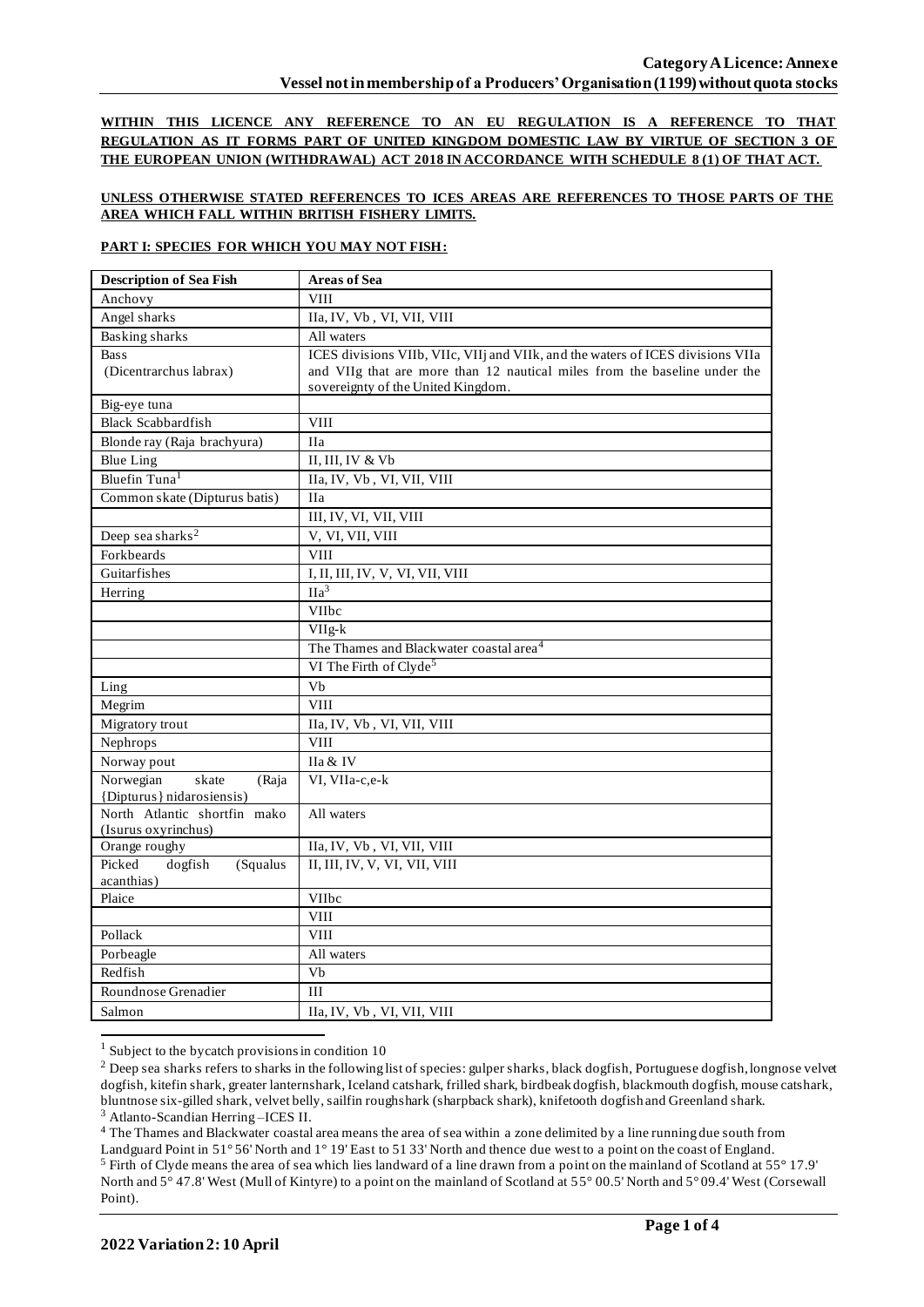**Category A Licence: Annexe**
**Vessel not in membership of a Producers' Organisation (1199) without quota stocks**

**WITHIN THIS LICENCE ANY REFERENCE TO AN EU REGULATION IS A REFERENCE TO THAT REGULATION AS IT FORMS PART OF UNITED KINGDOM DOMESTIC LAW BY VIRTUE OF SECTION 3 OF THE EUROPEAN UNION (WITHDRAWAL) ACT 2018 IN ACCORDANCE WITH SCHEDULE 8 (1) OF THAT ACT.**

**UNLESS OTHERWISE STATED REFERENCES TO ICES AREAS ARE REFERENCES TO THOSE PARTS OF THE AREA WHICH FALL WITHIN BRITISH FISHERY LIMITS.**

**PART I: SPECIES FOR WHICH YOU MAY NOT FISH:**

| Description of Sea Fish | Areas of Sea |
|---|---|
| Anchovy | VIII |
| Angel sharks | IIa, IV, Vb , VI, VII, VIII |
| Basking sharks | All waters |
| Bass (Dicentrarchus labrax) | ICES divisions VIIb, VIIc, VIIj and VIIk, and the waters of ICES divisions VIIa and VIIg that are more than 12 nautical miles from the baseline under the sovereignty of the United Kingdom. |
| Big-eye tuna | |
| Black Scabbardfish | VIII |
| Blonde ray (Raja brachyura) | IIa |
| Blue Ling | II, III, IV & Vb |
| Bluefin Tuna[1] | IIa, IV, Vb , VI, VII, VIII |
| Common skate (Dipturus batis) | IIa |
| | III, IV, VI, VII, VIII |
| Deep sea sharks[2] | V, VI, VII, VIII |
| Forkbeards | VIII |
| Guitarfishes | I, II, III, IV, V, VI, VII, VIII |
| Herring | IIa[3] |
| | VIIbc |
| | VIIg-k |
| | The Thames and Blackwater coastal area[4] |
| | VI The Firth of Clyde[5] |
| Ling | Vb |
| Megrim | VIII |
| Migratory trout | IIa, IV, Vb , VI, VII, VIII |
| Nephrops | VIII |
| Norway pout | IIa & IV |
| Norwegian skate (Raja {Dipturus} nidarosiensis) | VI, VIIa-c,e-k |
| North Atlantic shortfin mako (Isurus oxyrinchus) | All waters |
| Orange roughy | IIa, IV, Vb , VI, VII, VIII |
| Picked dogfish (Squalus acanthias) | II, III, IV, V, VI, VII, VIII |
| Plaice | VIIbc |
| | VIII |
| Pollack | VIII |
| Porbeagle | All waters |
| Redfish | Vb |
| Roundnose Grenadier | III |
| Salmon | IIa, IV, Vb , VI, VII, VIII |

[1] Subject to the bycatch provisions in condition 10

[2] Deep sea sharks refers to sharks in the following list of species: gulper sharks, black dogfish, Portuguese dogfish, longnose velvet dogfish, kitefin shark, greater lanternshark, Iceland catshark, frilled shark, birdbeak dogfish, blackmouth dogfish, mouse catshark, bluntnose six-gilled shark, velvet belly, sailfin roughshark (sharpback shark), knifetooth dogfish and Greenland shark.

[3] Atlanto-Scandian Herring –ICES II.

[4] The Thames and Blackwater coastal area means the area of sea within a zone delimited by a line running due south from Landguard Point in 51° 56' North and 1° 19' East to 51 33' North and thence due west to a point on the coast of England.

[5] Firth of Clyde means the area of sea which lies landward of a line drawn from a point on the mainland of Scotland at 55° 17.9' North and 5° 47.8' West (Mull of Kintyre) to a point on the mainland of Scotland at 55° 00.5' North and 5° 09.4' West (Corsewall Point).

2022 Variation 2: 10 April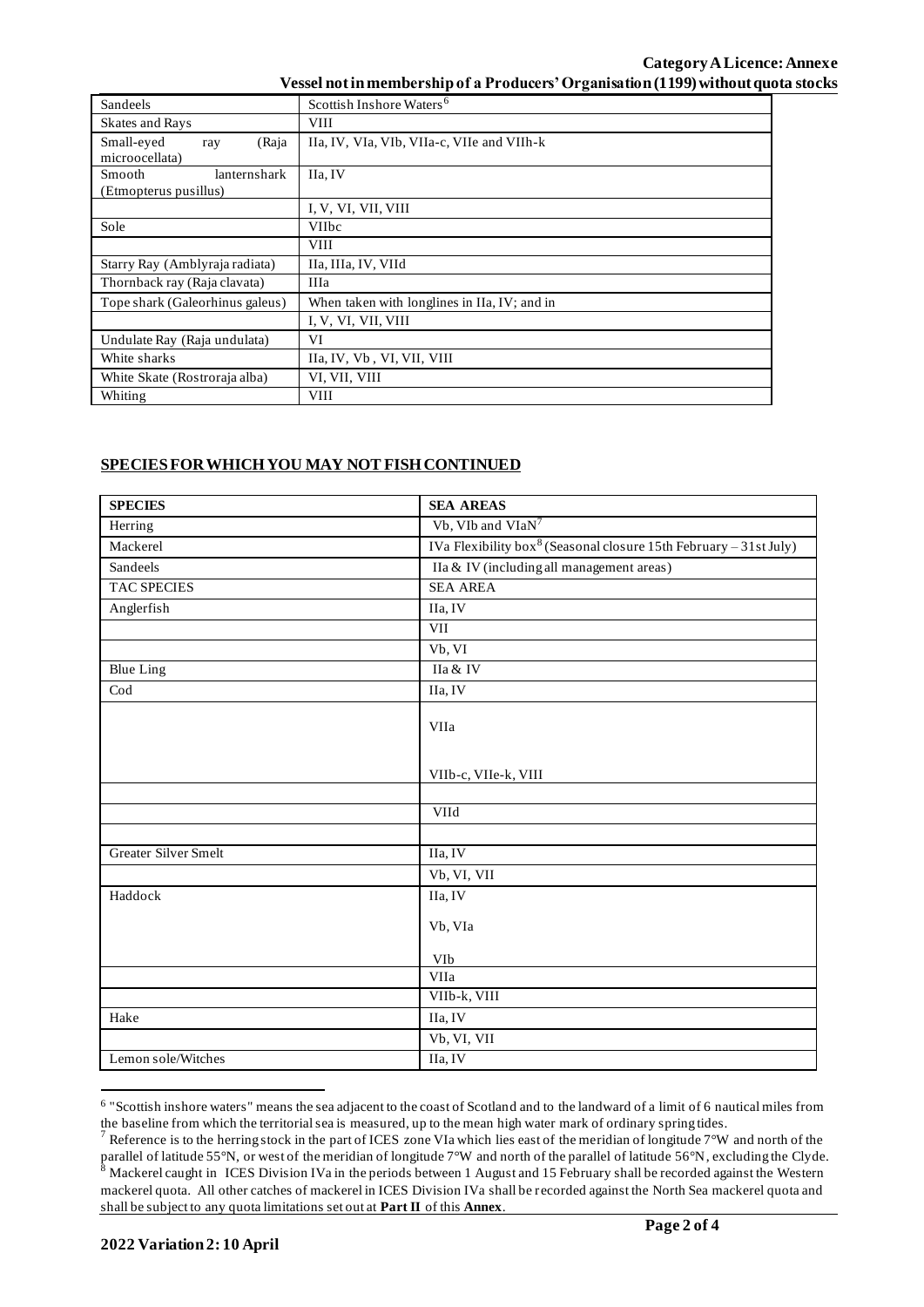| Sandeels | Scottish Inshore Waters[6] |
|---|---|
| Skates and Rays | VIII |
| Small-eyed ray (Raja microocellata) | IIa, IV, VIa, VIb, VIIa-c, VIIe and VIIh-k |
| Smooth lanternshark (Etmopterus pusillus) | IIa, IV |
| | I, V, VI, VII, VIII |
| Sole | VIIbc |
| | VIII |
| Starry Ray (Amblyraja radiata) | IIa, IIIa, IV, VIId |
| Thornback ray (Raja clavata) | IIIa |
| Tope shark (Galeorhinus galeus) | When taken with longlines in IIa, IV; and in |
| | I, V, VI, VII, VIII |
| Undulate Ray (Raja undulata) | VI |
| White sharks | IIa, IV, Vb , VI, VII, VIII |
| White Skate (Rostroraja alba) | VI, VII, VIII |
| Whiting | VIII |

## SPECIES FOR WHICH YOU MAY NOT FISH CONTINUED

| SPECIES | SEA AREAS |
|---|---|
| Herring | Vb, VIb and VIaN[7] |
| Mackerel | IVa Flexibility box[8] (Seasonal closure 15th February – 31st July) |
| Sandeels | IIa & IV (including all management areas) |
| TAC SPECIES | SEA AREA |
| Anglerfish | IIa, IV |
| | VII |
| | Vb, VI |
| Blue Ling | IIa & IV |
| Cod | IIa, IV |
| | VIIa<br><br>VIIb-c, VIIe-k, VIII |
| | |
| | VIId |
| | |
| Greater Silver Smelt | IIa, IV |
| | Vb, VI, VII |
| Haddock | IIa, IV<br><br>Vb, VIa<br><br>VIb |
| | VIIa |
| | VIIb-k, VIII |
| Hake | IIa, IV |
| | Vb, VI, VII |
| Lemon sole/Witches | IIa, IV |

[6] "Scottish inshore waters" means the sea adjacent to the coast of Scotland and to the landward of a limit of 6 nautical miles from the baseline from which the territorial sea is measured, up to the mean high water mark of ordinary spring tides.

[7] Reference is to the herring stock in the part of ICES zone VIa which lies east of the meridian of longitude 7°W and north of the parallel of latitude 55°N, or west of the meridian of longitude 7°W and north of the parallel of latitude 56°N, excluding the Clyde.

[8] Mackerel caught in ICES Division IVa in the periods between 1 August and 15 February shall be recorded against the Western mackerel quota. All other catches of mackerel in ICES Division IVa shall be recorded against the North Sea mackerel quota and shall be subject to any quota limitations set out at **Part II** of this **Annex**.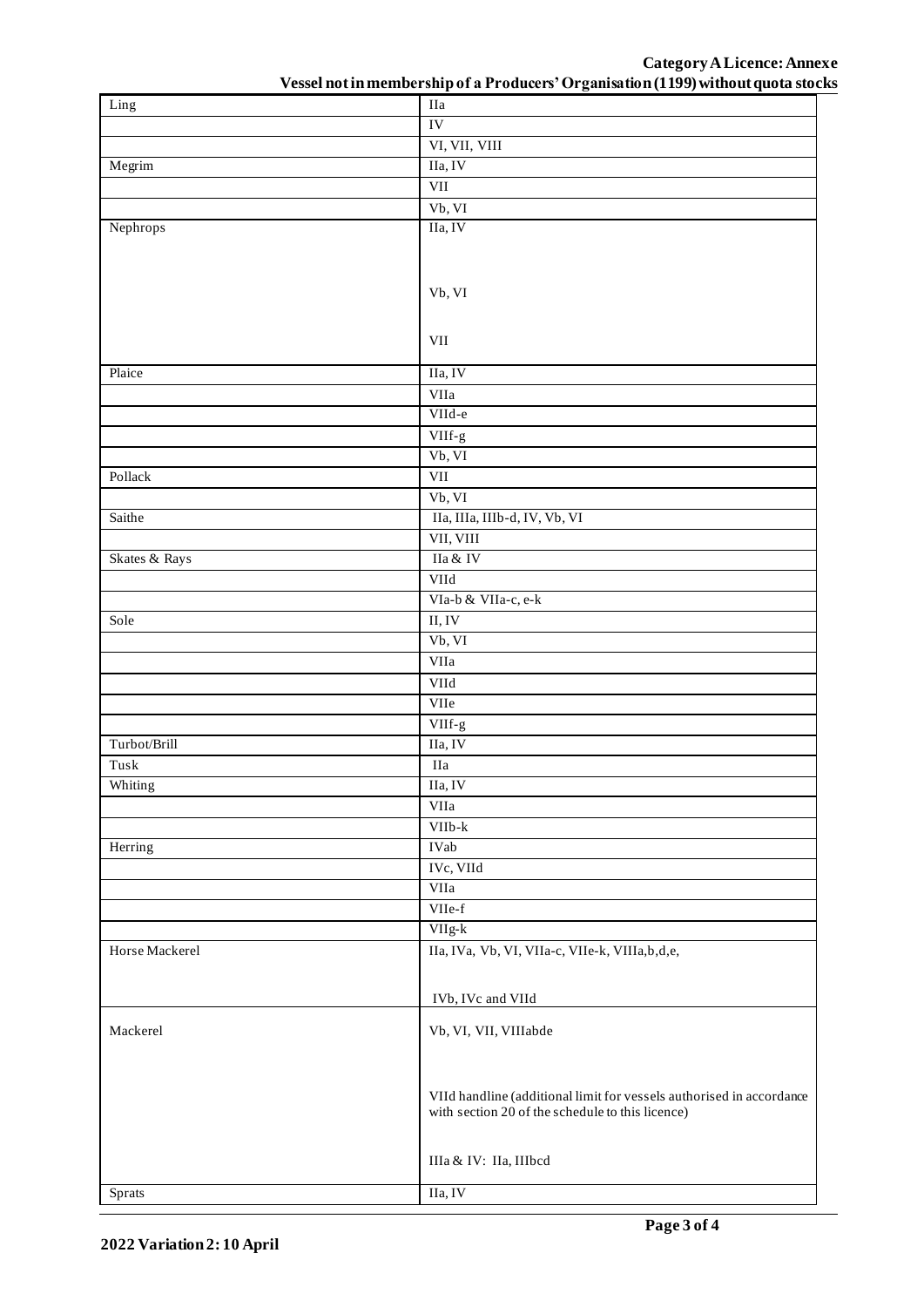**Category A Licence: Annexe**

**Vessel not in membership of a Producers' Organisation (1199) without quota stocks**

| | |
|---|---|
| Ling | IIa |
| | IV |
| | VI, VII, VIII |
| Megrim | IIa, IV |
| | VII |
| | Vb, VI |
| Nephrops | IIa, IV<br><br>Vb, VI<br><br>VII |
| Plaice | IIa, IV |
| | VIIa |
| | VIId-e |
| | VIIf-g |
| | Vb, VI |
| Pollack | VII |
| | Vb, VI |
| Saithe | IIa, IIIa, IIIb-d, IV, Vb, VI |
| | VII, VIII |
| Skates & Rays | IIa & IV |
| | VIId |
| | VIa-b & VIIa-c, e-k |
| Sole | II, IV |
| | Vb, VI |
| | VIIa |
| | VIId |
| | VIIe |
| | VIIf-g |
| Turbot/Brill | IIa, IV |
| Tusk | IIa |
| Whiting | IIa, IV |
| | VIIa |
| | VIIb-k |
| Herring | IVab |
| | IVc, VIId |
| | VIIa |
| | VIIe-f |
| | VIIg-k |
| Horse Mackerel | IIa, IVa, Vb, VI, VIIa-c, VIIe-k, VIIIa,b,d,e,<br><br>IVb, IVc and VIId |
| Mackerel | Vb, VI, VII, VIIIabde<br><br>VIId handline (additional limit for vessels authorised in accordance with section 20 of the schedule to this licence)<br><br>IIIa & IV: IIa, IIIbcd |
| Sprats | IIa, IV |

**2022 Variation 2: 10 April**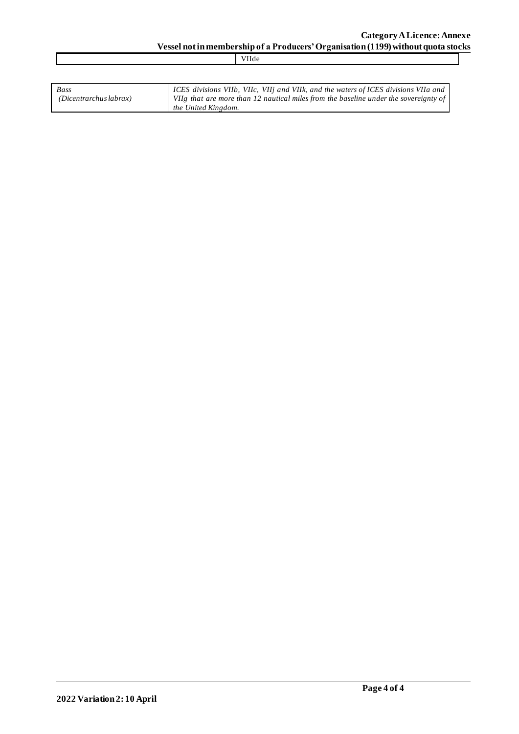| | |
|---|---|
| | VIIde |

| | |
|---|---|
| *Bass (Dicentrarchus labrax)* | *ICES divisions VIIb, VIIc, VIIj and VIIk, and the waters of ICES divisions VIIa and VIIg that are more than 12 nautical miles from the baseline under the sovereignty of the United Kingdom.* |